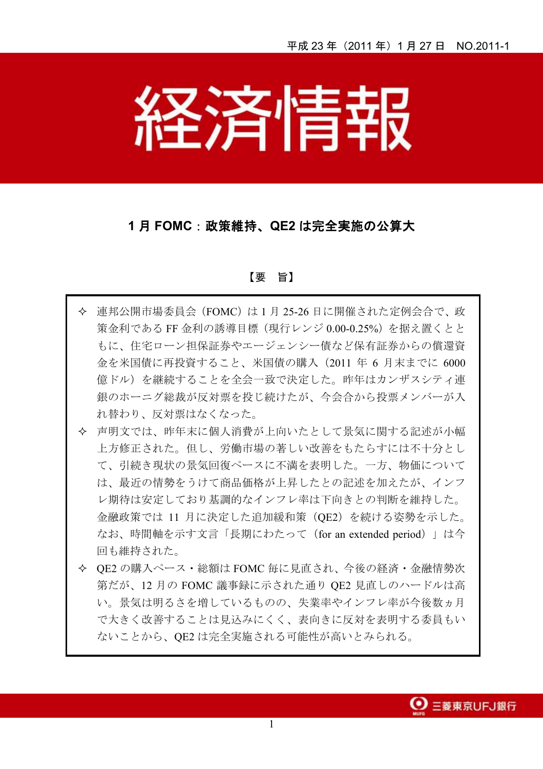平成 23 年（2011 年）1 月 27 日　NO.2011-1

# 経済情報

## 1 月 FOMC：政策維持、QE2 は完全実施の公算大

【要　旨】

- ✧ 連邦公開市場委員会（FOMC）は 1 月 25-26 日に開催された定例会合で、政策金利である FF 金利の誘導目標（現行レンジ 0.00-0.25%）を据え置くとともに、住宅ローン担保証券やエージェンシー債など保有証券からの償還資金を米国債に再投資すること、米国債の購入（2011 年 6 月末までに 6000 億ドル）を継続することを全会一致で決定した。昨年はカンザスシティ連銀のホーニグ総裁が反対票を投じ続けたが、今会合から投票メンバーが入れ替わり、反対票はなくなった。
- ✧ 声明文では、昨年末に個人消費が上向いたとして景気に関する記述が小幅上方修正された。但し、労働市場の著しい改善をもたらすには不十分として、引続き現状の景気回復ペースに不満を表明した。一方、物価については、最近の情勢をうけて商品価格が上昇したとの記述を加えたが、インフレ期待は安定しており基調的なインフレ率は下向きとの判断を維持した。金融政策では 11 月に決定した追加緩和策（QE2）を続ける姿勢を示した。なお、時間軸を示す文言「長期にわたって（for an extended period）」は今回も維持された。
- ✧ QE2 の購入ペース・総額は FOMC 毎に見直され、今後の経済・金融情勢次第だが、12 月の FOMC 議事録に示された通り QE2 見直しのハードルは高い。景気は明るさを増しているものの、失業率やインフレ率が今後数ヵ月で大きく改善することは見込みにくく、表向きに反対を表明する委員もいないことから、QE2 は完全実施される可能性が高いとみられる。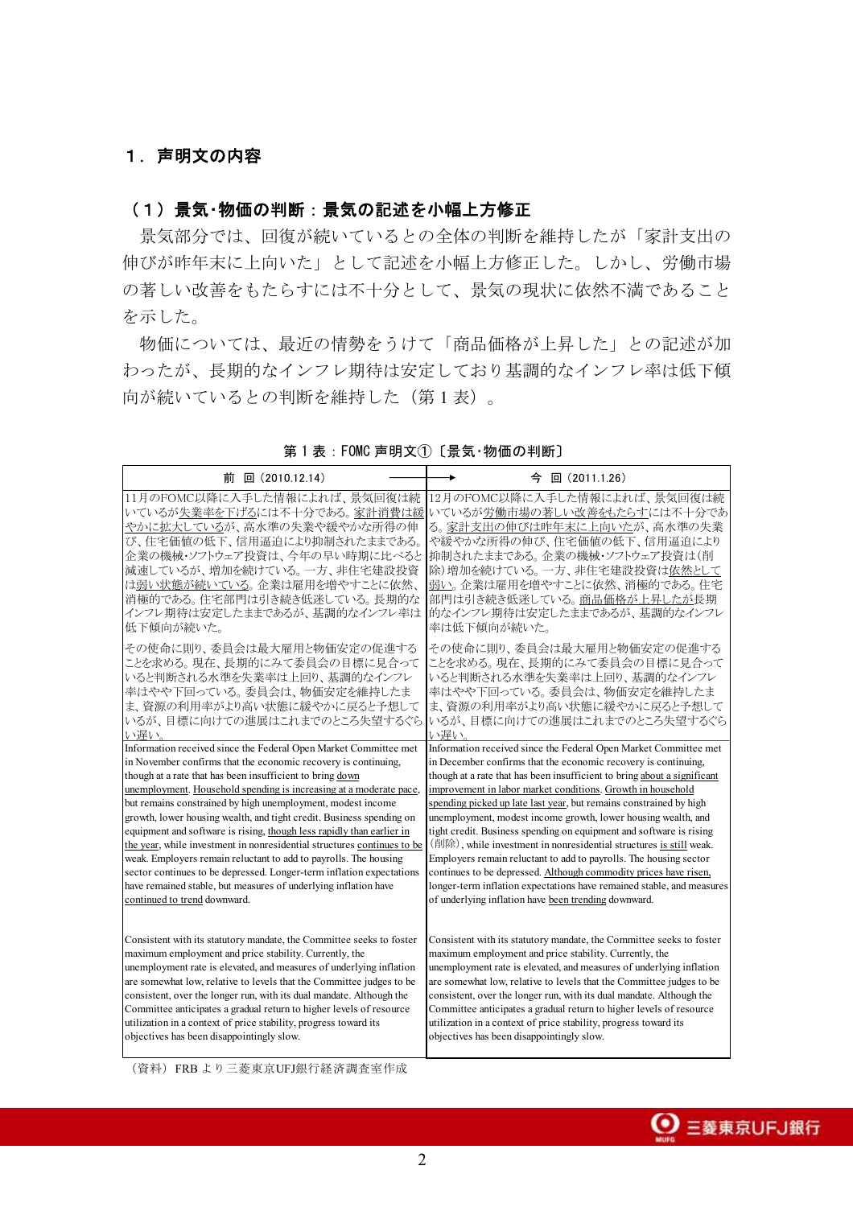## 1．声明文の内容

### （1）景気・物価の判断：景気の記述を小幅上方修正

景気部分では、回復が続いているとの全体の判断を維持したが「家計支出の伸びが昨年末に上向いた」として記述を小幅上方修正した。しかし、労働市場の著しい改善をもたらすには不十分として、景気の現状に依然不満であることを示した。

物価については、最近の情勢をうけて「商品価格が上昇した」との記述が加わったが、長期的なインフレ期待は安定しており基調的なインフレ率は低下傾向が続いているとの判断を維持した（第 1 表）。

第 1 表：FOMC 声明文①〔景気・物価の判断〕

| 前　回（2010.12.14） | 今　回（2011.1.26） |
| --- | --- |
| 11月のFOMC以降に入手した情報によれば、景気回復は続いているが失業率を下げるには不十分である。家計消費は緩やかに拡大しているが、高水準の失業や緩やかな所得の伸び、住宅価値の低下、信用逼迫により抑制されたままである。企業の機械・ソフトウェア投資は、今年の早い時期に比べると減速しているが、増加を続けている。一方、非住宅建設投資は弱い状態が続いている。企業は雇用を増やすことに依然、消極的である。住宅部門は引き続き低迷している。長期的なインフレ期待は安定したままであるが、基調的なインフレ率は低下傾向が続いた。 | 12月のFOMC以降に入手した情報によれば、景気回復は続いているが労働市場の著しい改善をもたらすには不十分である。家計支出の伸びは昨年末に上向いたが、高水準の失業や緩やかな所得の伸び、住宅価値の低下、信用逼迫により抑制されたままである。企業の機械・ソフトウェア投資は（削除）増加を続けている。一方、非住宅建設投資は依然として弱い。企業は雇用を増やすことに依然、消極的である。住宅部門は引き続き低迷している。商品価格が上昇したが長期的なインフレ期待は安定したままであるが、基調的なインフレ率は低下傾向が続いた。 |
| その使命に則り、委員会は最大雇用と物価安定の促進することを求める。現在、長期的にみて委員会の目標に見合っていると判断される水準を失業率は上回り、基調的なインフレ率はやや下回っている。委員会は、物価安定を維持したまま、資源の利用率がより高い状態に緩やかに戻ると予想しているが、目標に向けての進展はこれまでのところ失望するぐらい遅い。 | その使命に則り、委員会は最大雇用と物価安定の促進することを求める。現在、長期的にみて委員会の目標に見合っていると判断される水準を失業率は上回り、基調的なインフレ率はやや下回っている。委員会は、物価安定を維持したまま、資源の利用率がより高い状態に緩やかに戻ると予想しているが、目標に向けての進展はこれまでのところ失望するぐらい遅い。 |
| Information received since the Federal Open Market Committee met in November confirms that the economic recovery is continuing, though at a rate that has been insufficient to bring down unemployment. Household spending is increasing at a moderate pace, but remains constrained by high unemployment, modest income growth, lower housing wealth, and tight credit. Business spending on equipment and software is rising, though less rapidly than earlier in the year, while investment in nonresidential structures continues to be weak. Employers remain reluctant to add to payrolls. The housing sector continues to be depressed. Longer-term inflation expectations have remained stable, but measures of underlying inflation have continued to trend downward. | Information received since the Federal Open Market Committee met in December confirms that the economic recovery is continuing, though at a rate that has been insufficient to bring about a significant improvement in labor market conditions. Growth in household spending picked up late last year, but remains constrained by high unemployment, modest income growth, lower housing wealth, and tight credit. Business spending on equipment and software is rising（削除）, while investment in nonresidential structures is still weak. Employers remain reluctant to add to payrolls. The housing sector continues to be depressed. Although commodity prices have risen, longer-term inflation expectations have remained stable, and measures of underlying inflation have been trending downward. |
| Consistent with its statutory mandate, the Committee seeks to foster maximum employment and price stability. Currently, the unemployment rate is elevated, and measures of underlying inflation are somewhat low, relative to levels that the Committee judges to be consistent, over the longer run, with its dual mandate. Although the Committee anticipates a gradual return to higher levels of resource utilization in a context of price stability, progress toward its objectives has been disappointingly slow. | Consistent with its statutory mandate, the Committee seeks to foster maximum employment and price stability. Currently, the unemployment rate is elevated, and measures of underlying inflation are somewhat low, relative to levels that the Committee judges to be consistent, over the longer run, with its dual mandate. Although the Committee anticipates a gradual return to higher levels of resource utilization in a context of price stability, progress toward its objectives has been disappointingly slow. |

（資料）FRB より三菱東京UFJ銀行経済調査室作成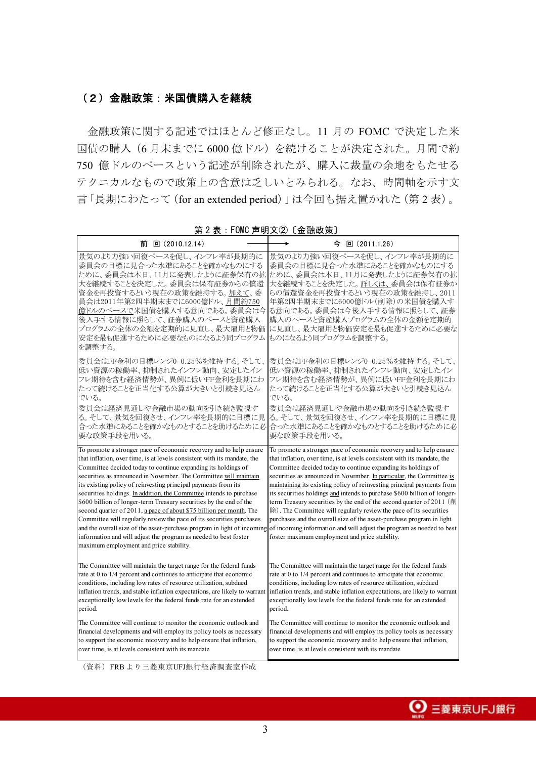### （2）金融政策：米国債購入を継続

金融政策に関する記述ではほとんど修正なし。11 月の FOMC で決定した米国債の購入（6 月末までに 6000 億ドル）を続けることが決定された。月間で約 750 億ドルのペースという記述が削除されたが、購入に裁量の余地をもたせるテクニカルなもので政策上の含意は乏しいとみられる。なお、時間軸を示す文言「長期にわたって（for an extended period）」は今回も据え置かれた（第 2 表）。

第 2 表：FOMC 声明文②〔金融政策〕

| 前　回（2010.12.14） | 今　回（2011.1.26） |
|---|---|
| 景気のより力強い回復ペースを促し、インフレ率が長期的に委員会の目標に見合った水準にあることを確かなものにするために、委員会は本日、11月に発表したように証券保有の拡大を継続することを決定した。委員会は保有証券からの償還資金を再投資するという現在の政策を維持する。加えて、委員会は2011年第2四半期末までに6000億ドル、月間約750億ドルのペースで米国債を購入する意向である。委員会は今後入手する情報に照らして、証券購入のペースと資産購入プログラムの全体の金額を定期的に見直し、最大雇用と物価安定を最も促進するために必要なものになるよう同プログラムを調整する。 | 景気のより力強い回復ペースを促し、インフレ率が長期的に委員会の目標に見合った水準にあることを確かなものにするために、委員会は本日、11月に発表したように証券保有の拡大を継続することを決定した。詳しくは、委員会は保有証券からの償還資金を再投資するという現在の政策を維持し、2011年第2四半期末までに6000億ドル(削除)の米国債を購入する意向である。委員会は今後入手する情報に照らして、証券購入のペースと資産購入プログラムの全体の金額を定期的に見直し、最大雇用と物価安定を最も促進するために必要なものになるよう同プログラムを調整する。 |
| 委員会はFF金利の目標レンジ0-0.25%を維持する。そして、低い資源の稼働率、抑制されたインフレ動向、安定したインフレ期待を含む経済情勢が、異例に低いFF金利を長期にわたって続けることを正当化する公算が大きいと引続き見込んでいる。<br>委員会は経済見通しや金融市場の動向を引き続き監視する。そして、景気を回復させ、インフレ率を長期的に目標に見合った水準にあることを確かなものとすることを助けるために必要な政策手段を用いる。 | 委員会はFF金利の目標レンジ0-0.25%を維持する。そして、低い資源の稼働率、抑制されたインフレ動向、安定したインフレ期待を含む経済情勢が、異例に低いFF金利を長期にわたって続けることを正当化する公算が大きいと引続き見込んでいる。<br>委員会は経済見通しや金融市場の動向を引き続き監視する。そして、景気を回復させ、インフレ率を長期的に目標に見合った水準にあることを確かなものとすることを助けるために必要な政策手段を用いる。 |
| To promote a stronger pace of economic recovery and to help ensure that inflation, over time, is at levels consistent with its mandate, the Committee decided today to continue expanding its holdings of securities as announced in November. The Committee will maintain its existing policy of reinvesting principal payments from its securities holdings. In addition, the Committee intends to purchase $600 billion of longer-term Treasury securities by the end of the second quarter of 2011, a pace of about $75 billion per month. The Committee will regularly review the pace of its securities purchases and the overall size of the asset-purchase program in light of incoming information and will adjust the program as needed to best foster maximum employment and price stability. | To promote a stronger pace of economic recovery and to help ensure that inflation, over time, is at levels consistent with its mandate, the Committee decided today to continue expanding its holdings of securities as announced in November. In particular, the Committee is maintaining its existing policy of reinvesting principal payments from its securities holdings and intends to purchase $600 billion of longer-term Treasury securities by the end of the second quarter of 2011（削除）. The Committee will regularly review the pace of its securities purchases and the overall size of the asset-purchase program in light of incoming information and will adjust the program as needed to best foster maximum employment and price stability. |
| The Committee will maintain the target range for the federal funds rate at 0 to 1/4 percent and continues to anticipate that economic conditions, including low rates of resource utilization, subdued inflation trends, and stable inflation expectations, are likely to warrant exceptionally low levels for the federal funds rate for an extended period.<br>The Committee will continue to monitor the economic outlook and financial developments and will employ its policy tools as necessary to support the economic recovery and to help ensure that inflation, over time, is at levels consistent with its mandate | The Committee will maintain the target range for the federal funds rate at 0 to 1/4 percent and continues to anticipate that economic conditions, including low rates of resource utilization, subdued inflation trends, and stable inflation expectations, are likely to warrant exceptionally low levels for the federal funds rate for an extended period.<br>The Committee will continue to monitor the economic outlook and financial developments and will employ its policy tools as necessary to support the economic recovery and to help ensure that inflation, over time, is at levels consistent with its mandate |

（資料）FRB より三菱東京UFJ銀行経済調査室作成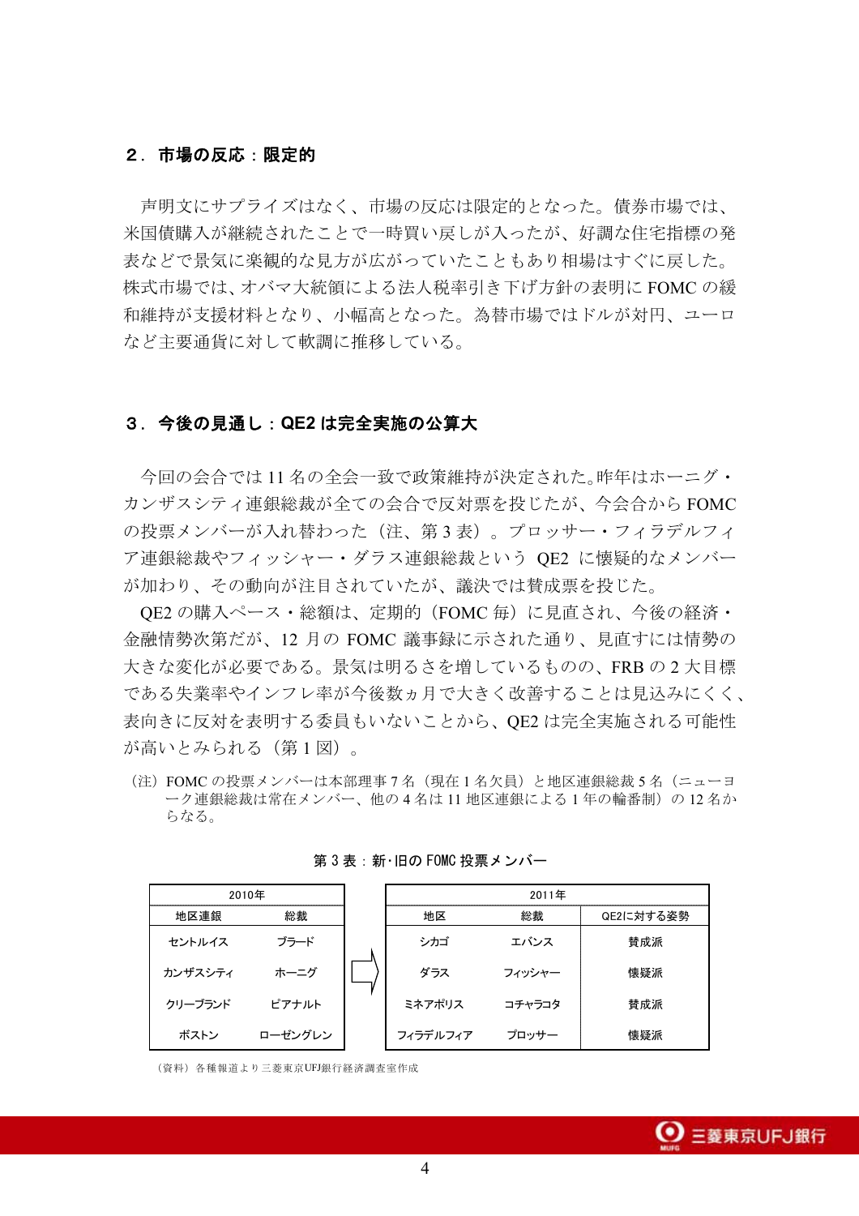## ２．市場の反応：限定的

声明文にサプライズはなく、市場の反応は限定的となった。債券市場では、米国債購入が継続されたことで一時買い戻しが入ったが、好調な住宅指標の発表などで景気に楽観的な見方が広がっていたこともあり相場はすぐに戻した。株式市場では、オバマ大統領による法人税率引き下げ方針の表明に FOMC の緩和維持が支援材料となり、小幅高となった。為替市場ではドルが対円、ユーロなど主要通貨に対して軟調に推移している。

## ３．今後の見通し：QE2 は完全実施の公算大

今回の会合では 11 名の全会一致で政策維持が決定された。昨年はホーニグ・カンザスシティ連銀総裁が全ての会合で反対票を投じたが、今会合から FOMC の投票メンバーが入れ替わった（注、第 3 表）。プロッサー・フィラデルフィア連銀総裁やフィッシャー・ダラス連銀総裁という QE2 に懐疑的なメンバーが加わり、その動向が注目されていたが、議決では賛成票を投じた。

QE2 の購入ペース・総額は、定期的（FOMC 毎）に見直され、今後の経済・金融情勢次第だが、12 月の FOMC 議事録に示された通り、見直すには情勢の大きな変化が必要である。景気は明るさを増しているものの、FRB の 2 大目標である失業率やインフレ率が今後数ヵ月で大きく改善することは見込みにくく、表向きに反対を表明する委員もいないことから、QE2 は完全実施される可能性が高いとみられる（第 1 図）。

（注）FOMC の投票メンバーは本部理事 7 名（現在 1 名欠員）と地区連銀総裁 5 名（ニューヨーク連銀総裁は常在メンバー、他の 4 名は 11 地区連銀による 1 年の輪番制）の 12 名からなる。

第 3 表：新･旧の FOMC 投票メンバー

| 2010年 | | ⇒ | 2011年 | | |
|---|---|---|---|---|---|
| 地区連銀 | 総裁 | | 地区 | 総裁 | QE2に対する姿勢 |
| セントルイス | ブラード | | シカゴ | エバンス | 賛成派 |
| カンザスシティ | ホーニグ | | ダラス | フィッシャー | 懐疑派 |
| クリーブランド | ピアナルト | | ミネアポリス | コチャラコタ | 賛成派 |
| ボストン | ローゼングレン | | フィラデルフィア | プロッサー | 懐疑派 |

（資料）各種報道より三菱東京UFJ銀行経済調査室作成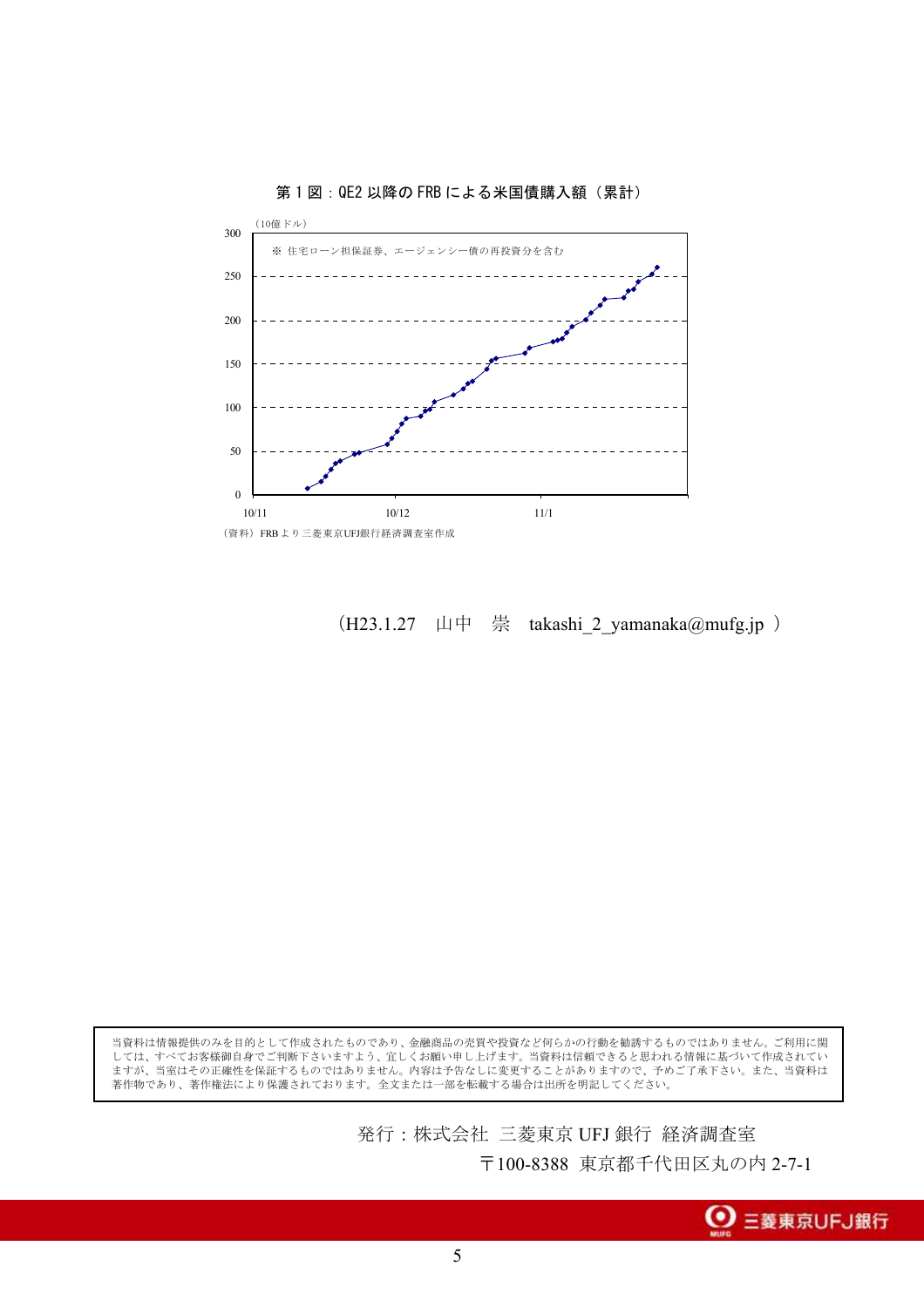第 1 図：QE2 以降の FRB による米国債購入額（累計）

（10億ドル）

300

250

200

150

100

50

0

※ 住宅ローン担保証券、エージェンシー債の再投資分を含む

10/11

10/12

11/1

（資料）FRB より三菱東京UFJ銀行経済調査室作成

（H23.1.27　山中　崇　takashi_2_yamanaka@mufg.jp ）

当資料は情報提供のみを目的として作成されたものであり、金融商品の売買や投資など何らかの行動を勧誘するものではありません。ご利用に関しては、すべてお客様御自身でご判断下さいますよう、宜しくお願い申し上げます。当資料は信頼できると思われる情報に基づいて作成されていますが、当室はその正確性を保証するものではありません。内容は予告なしに変更することがありますので、予めご了承下さい。また、当資料は著作物であり、著作権法により保護されております。全文または一部を転載する場合は出所を明記してください。

発行：株式会社 三菱東京 UFJ 銀行 経済調査室

〒100-8388 東京都千代田区丸の内 2-7-1

三菱東京UFJ銀行